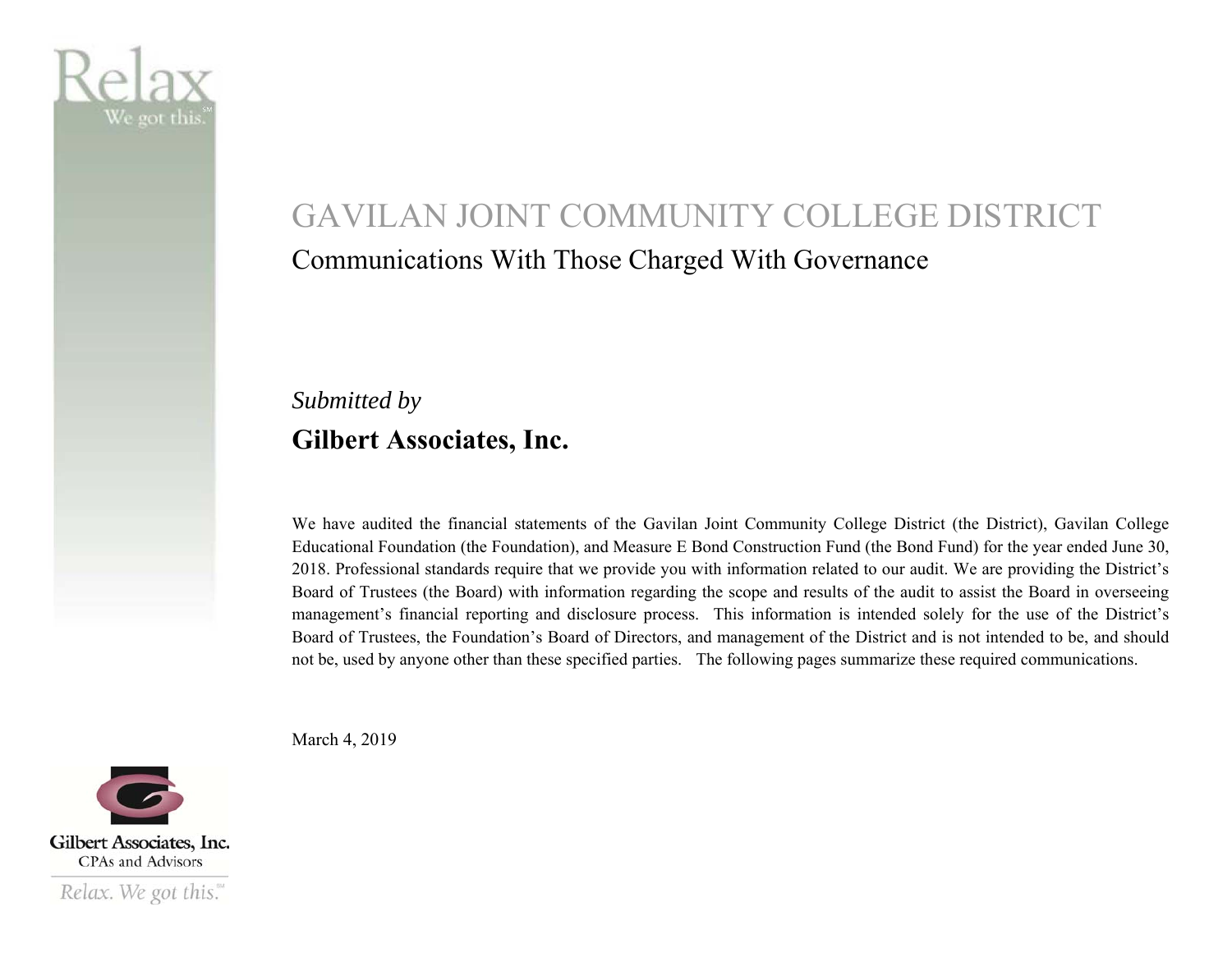# GAVILAN JOINT COMMUNITY COLLEGE DISTRICT

## Communications With Those Charged With Governance

*Submitted by*

**Gilbert Associates, Inc.**

We have audited the financial statements of the Gavilan Joint Community College District (the District), Gavilan College Educational Foundation (the Foundation), and Measure E Bond Construction Fund (the Bond Fund) for the year ended June 30, 2018. Professional standards require that we provide you with information related to our audit. We are providing the District's Board of Trustees (the Board) with information regarding the scope and results of the audit to assist the Board in overseeing management's financial reporting and disclosure process. This information is intended solely for the use of the District's Board of Trustees, the Foundation's Board of Directors, and management of the District and is not intended to be, and should not be, used by anyone other than these specified parties. The following pages summarize these required communications.

March 4, 2019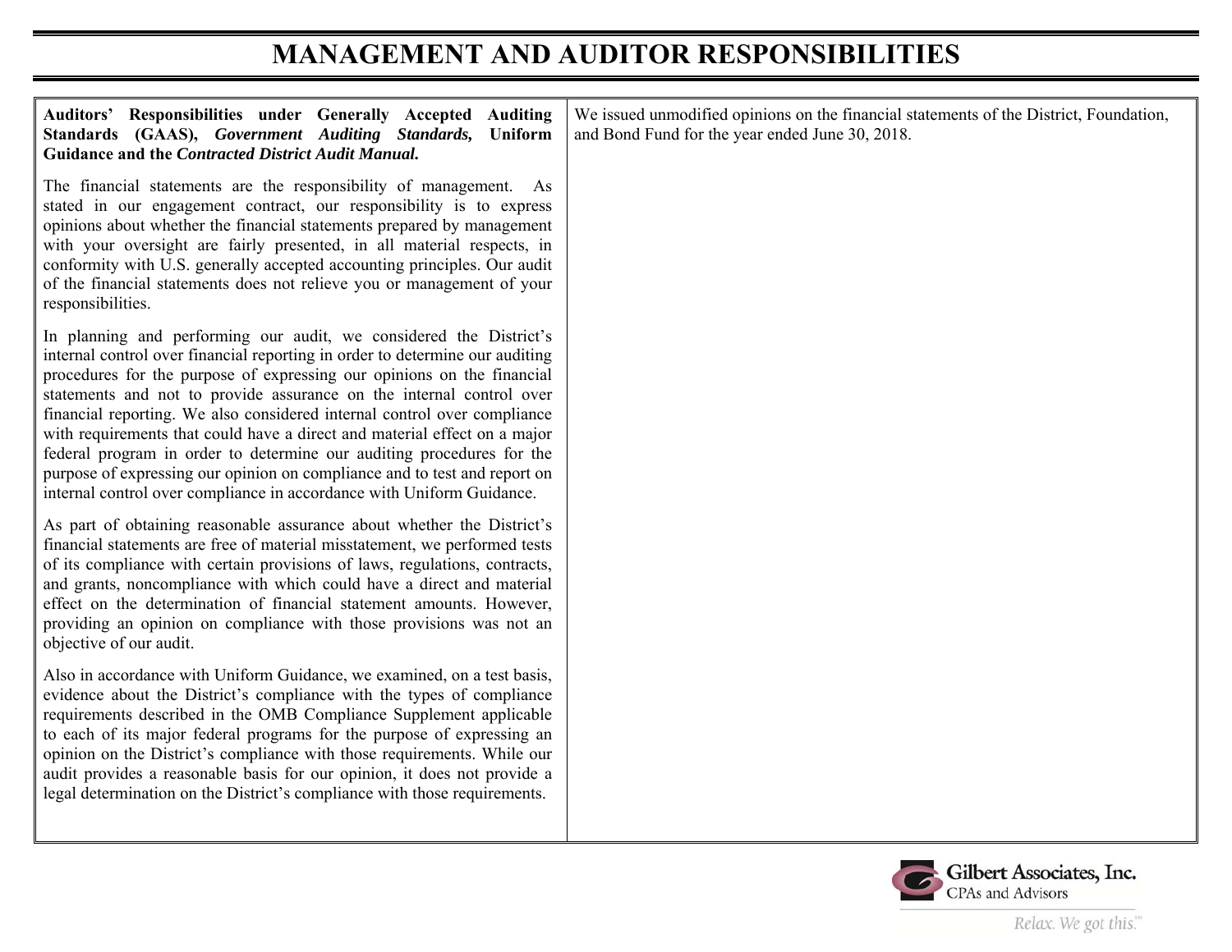# MANAGEMENT AND AUDITOR RESPONSIBILITIES

**Auditors' Responsibilities under Generally Accepted Auditing Standards (GAAS), *Government Auditing Standards,* Uniform Guidance and the *Contracted District Audit Manual.***

The financial statements are the responsibility of management. As stated in our engagement contract, our responsibility is to express opinions about whether the financial statements prepared by management with your oversight are fairly presented, in all material respects, in conformity with U.S. generally accepted accounting principles. Our audit of the financial statements does not relieve you or management of your responsibilities.

In planning and performing our audit, we considered the District's internal control over financial reporting in order to determine our auditing procedures for the purpose of expressing our opinions on the financial statements and not to provide assurance on the internal control over financial reporting. We also considered internal control over compliance with requirements that could have a direct and material effect on a major federal program in order to determine our auditing procedures for the purpose of expressing our opinion on compliance and to test and report on internal control over compliance in accordance with Uniform Guidance.

As part of obtaining reasonable assurance about whether the District's financial statements are free of material misstatement, we performed tests of its compliance with certain provisions of laws, regulations, contracts, and grants, noncompliance with which could have a direct and material effect on the determination of financial statement amounts. However, providing an opinion on compliance with those provisions was not an objective of our audit.

Also in accordance with Uniform Guidance, we examined, on a test basis, evidence about the District's compliance with the types of compliance requirements described in the OMB Compliance Supplement applicable to each of its major federal programs for the purpose of expressing an opinion on the District's compliance with those requirements. While our audit provides a reasonable basis for our opinion, it does not provide a legal determination on the District's compliance with those requirements.

We issued unmodified opinions on the financial statements of the District, Foundation, and Bond Fund for the year ended June 30, 2018.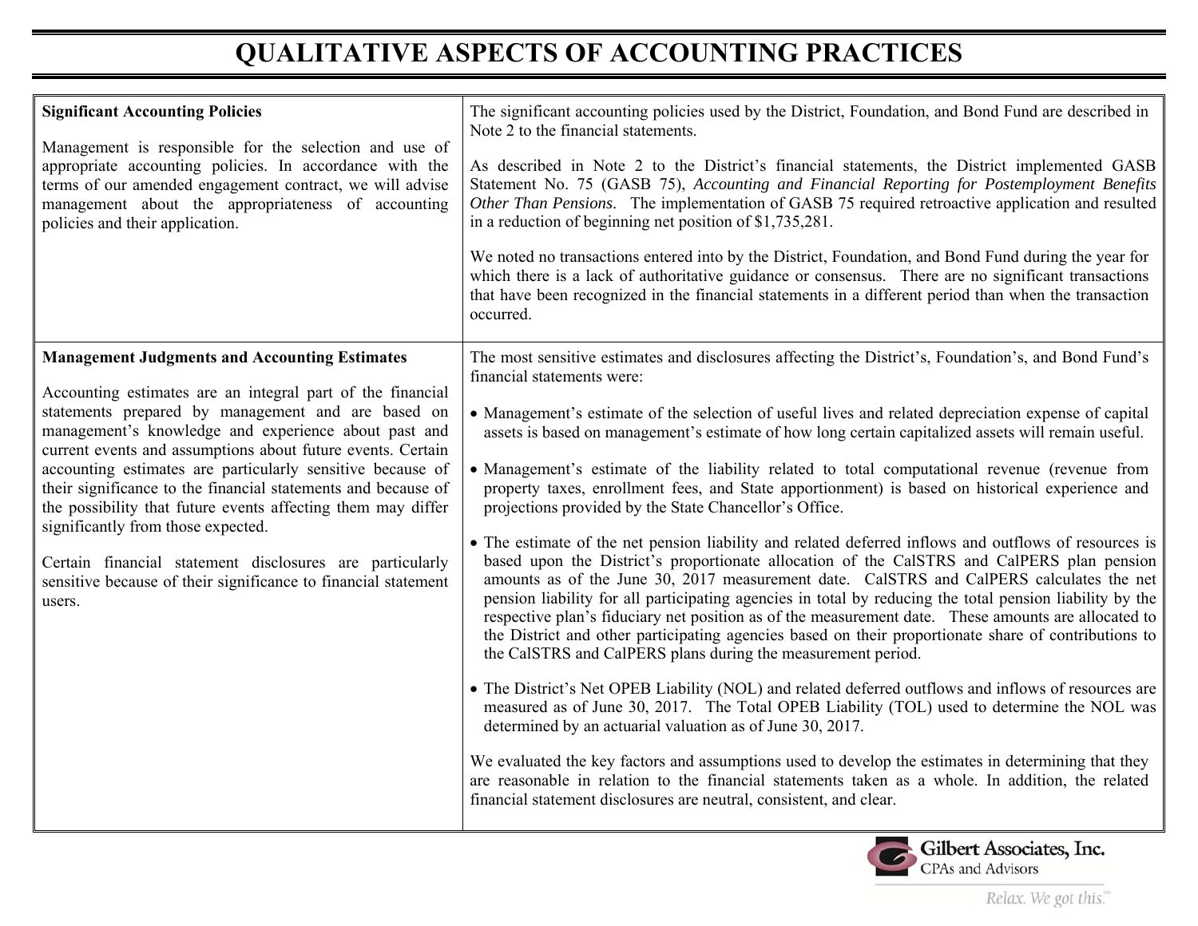# QUALITATIVE ASPECTS OF ACCOUNTING PRACTICES

| | |
|---|---|
| **Significant Accounting Policies**<br><br>Management is responsible for the selection and use of appropriate accounting policies. In accordance with the terms of our amended engagement contract, we will advise management about the appropriateness of accounting policies and their application. | The significant accounting policies used by the District, Foundation, and Bond Fund are described in Note 2 to the financial statements.<br><br>As described in Note 2 to the District's financial statements, the District implemented GASB Statement No. 75 (GASB 75), *Accounting and Financial Reporting for Postemployment Benefits Other Than Pensions*. The implementation of GASB 75 required retroactive application and resulted in a reduction of beginning net position of $1,735,281.<br><br>We noted no transactions entered into by the District, Foundation, and Bond Fund during the year for which there is a lack of authoritative guidance or consensus. There are no significant transactions that have been recognized in the financial statements in a different period than when the transaction occurred. |
| **Management Judgments and Accounting Estimates**<br><br>Accounting estimates are an integral part of the financial statements prepared by management and are based on management's knowledge and experience about past and current events and assumptions about future events. Certain accounting estimates are particularly sensitive because of their significance to the financial statements and because of the possibility that future events affecting them may differ significantly from those expected.<br><br>Certain financial statement disclosures are particularly sensitive because of their significance to financial statement users. | The most sensitive estimates and disclosures affecting the District's, Foundation's, and Bond Fund's financial statements were:<br><br>• Management's estimate of the selection of useful lives and related depreciation expense of capital assets is based on management's estimate of how long certain capitalized assets will remain useful.<br><br>• Management's estimate of the liability related to total computational revenue (revenue from property taxes, enrollment fees, and State apportionment) is based on historical experience and projections provided by the State Chancellor's Office.<br><br>• The estimate of the net pension liability and related deferred inflows and outflows of resources is based upon the District's proportionate allocation of the CalSTRS and CalPERS plan pension amounts as of the June 30, 2017 measurement date. CalSTRS and CalPERS calculates the net pension liability for all participating agencies in total by reducing the total pension liability by the respective plan's fiduciary net position as of the measurement date. These amounts are allocated to the District and other participating agencies based on their proportionate share of contributions to the CalSTRS and CalPERS plans during the measurement period.<br><br>• The District's Net OPEB Liability (NOL) and related deferred outflows and inflows of resources are measured as of June 30, 2017. The Total OPEB Liability (TOL) used to determine the NOL was determined by an actuarial valuation as of June 30, 2017.<br><br>We evaluated the key factors and assumptions used to develop the estimates in determining that they are reasonable in relation to the financial statements taken as a whole. In addition, the related financial statement disclosures are neutral, consistent, and clear. |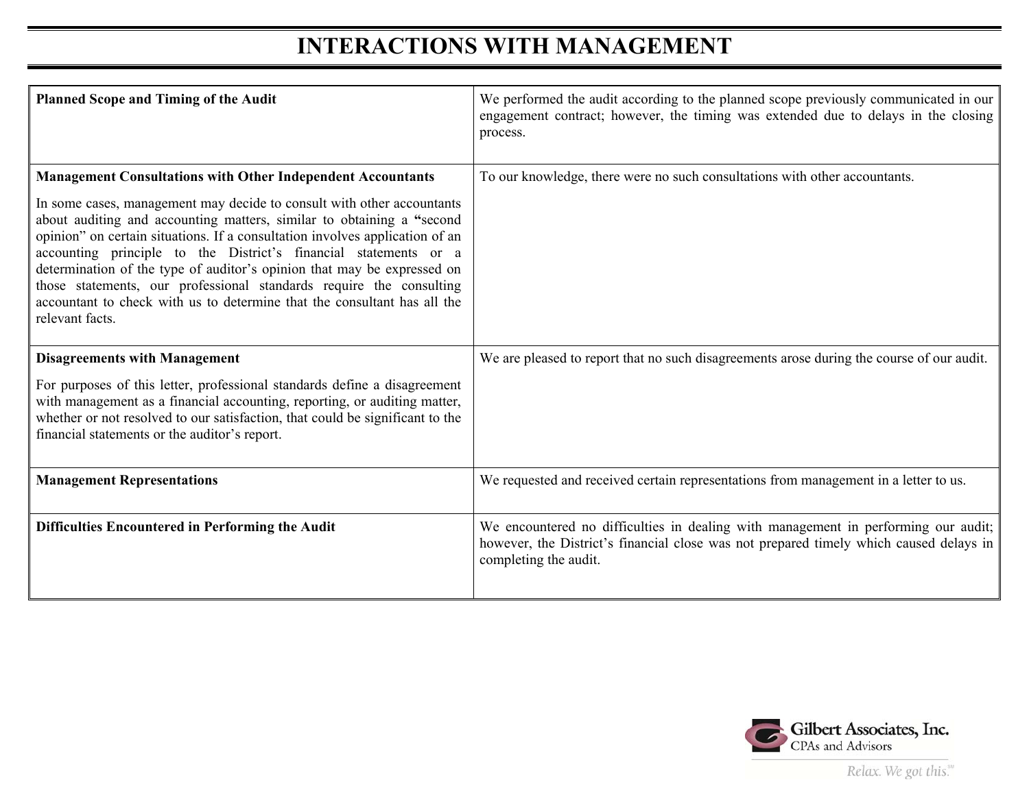# INTERACTIONS WITH MANAGEMENT

| | |
|---|---|
| **Planned Scope and Timing of the Audit** | We performed the audit according to the planned scope previously communicated in our engagement contract; however, the timing was extended due to delays in the closing process. |
| **Management Consultations with Other Independent Accountants**<br><br>In some cases, management may decide to consult with other accountants about auditing and accounting matters, similar to obtaining a "second opinion" on certain situations. If a consultation involves application of an accounting principle to the District's financial statements or a determination of the type of auditor's opinion that may be expressed on those statements, our professional standards require the consulting accountant to check with us to determine that the consultant has all the relevant facts. | To our knowledge, there were no such consultations with other accountants. |
| **Disagreements with Management**<br><br>For purposes of this letter, professional standards define a disagreement with management as a financial accounting, reporting, or auditing matter, whether or not resolved to our satisfaction, that could be significant to the financial statements or the auditor's report. | We are pleased to report that no such disagreements arose during the course of our audit. |
| **Management Representations** | We requested and received certain representations from management in a letter to us. |
| **Difficulties Encountered in Performing the Audit** | We encountered no difficulties in dealing with management in performing our audit; however, the District's financial close was not prepared timely which caused delays in completing the audit. |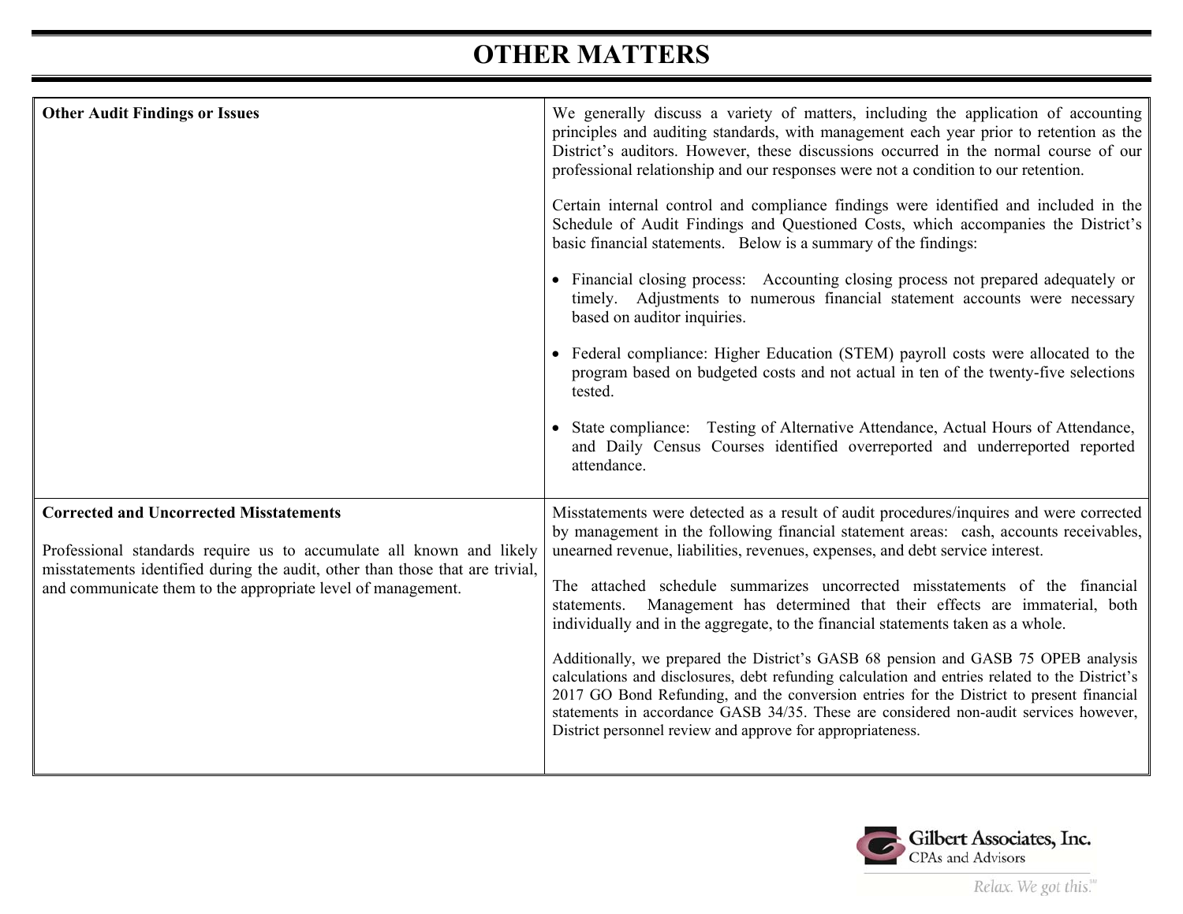# OTHER MATTERS

| | |
|---|---|
| **Other Audit Findings or Issues** | We generally discuss a variety of matters, including the application of accounting principles and auditing standards, with management each year prior to retention as the District's auditors. However, these discussions occurred in the normal course of our professional relationship and our responses were not a condition to our retention.<br><br>Certain internal control and compliance findings were identified and included in the Schedule of Audit Findings and Questioned Costs, which accompanies the District's basic financial statements. Below is a summary of the findings:<br><br>• Financial closing process: Accounting closing process not prepared adequately or timely. Adjustments to numerous financial statement accounts were necessary based on auditor inquiries.<br><br>• Federal compliance: Higher Education (STEM) payroll costs were allocated to the program based on budgeted costs and not actual in ten of the twenty-five selections tested.<br><br>• State compliance: Testing of Alternative Attendance, Actual Hours of Attendance, and Daily Census Courses identified overreported and underreported reported attendance. |
| **Corrected and Uncorrected Misstatements**<br><br>Professional standards require us to accumulate all known and likely misstatements identified during the audit, other than those that are trivial, and communicate them to the appropriate level of management. | Misstatements were detected as a result of audit procedures/inquires and were corrected by management in the following financial statement areas: cash, accounts receivables, unearned revenue, liabilities, revenues, expenses, and debt service interest.<br><br>The attached schedule summarizes uncorrected misstatements of the financial statements. Management has determined that their effects are immaterial, both individually and in the aggregate, to the financial statements taken as a whole.<br><br>Additionally, we prepared the District's GASB 68 pension and GASB 75 OPEB analysis calculations and disclosures, debt refunding calculation and entries related to the District's 2017 GO Bond Refunding, and the conversion entries for the District to present financial statements in accordance GASB 34/35. These are considered non-audit services however, District personnel review and approve for appropriateness. |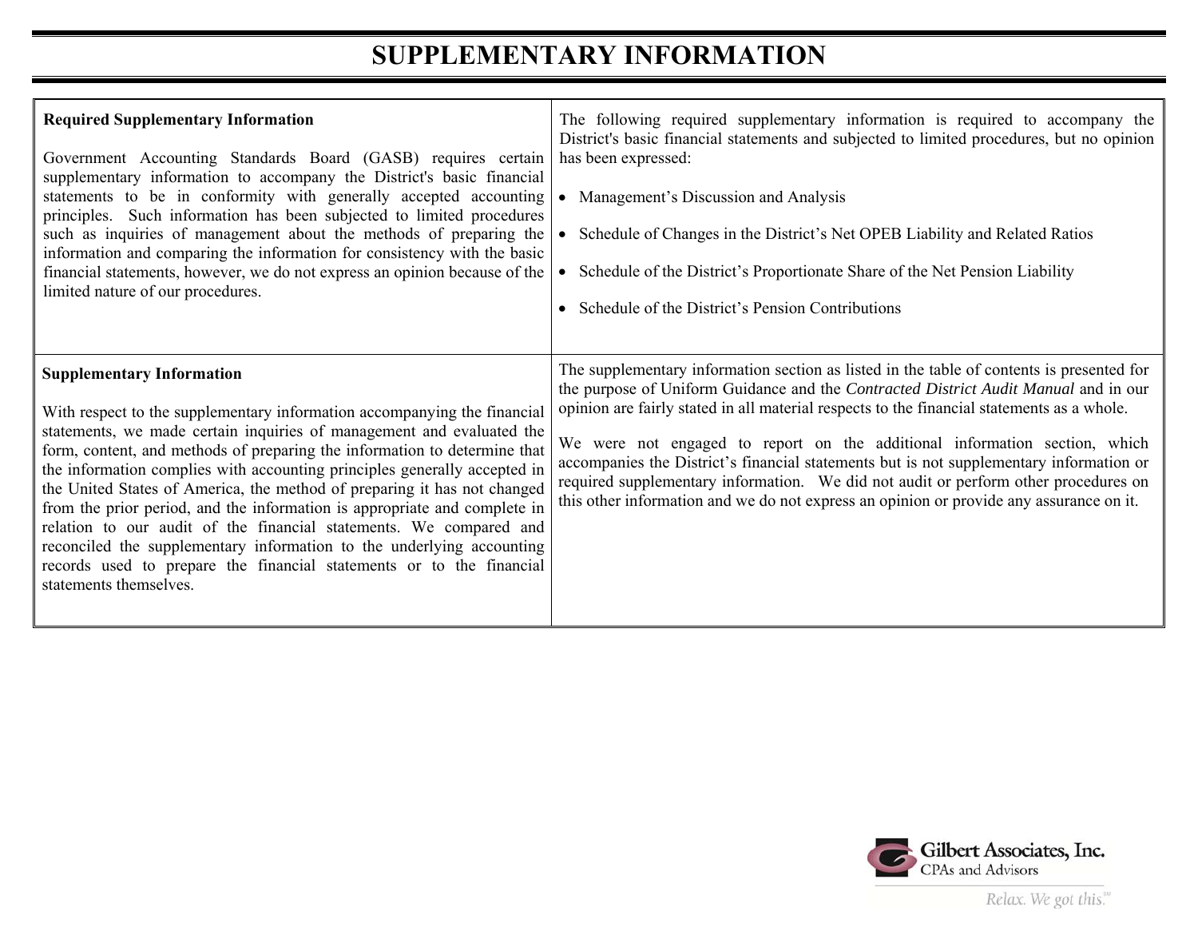# SUPPLEMENTARY INFORMATION

| **Required Supplementary Information**<br><br>Government Accounting Standards Board (GASB) requires certain supplementary information to accompany the District's basic financial statements to be in conformity with generally accepted accounting principles. Such information has been subjected to limited procedures such as inquiries of management about the methods of preparing the information and comparing the information for consistency with the basic financial statements, however, we do not express an opinion because of the limited nature of our procedures. | The following required supplementary information is required to accompany the District's basic financial statements and subjected to limited procedures, but no opinion has been expressed:<br><br>• Management's Discussion and Analysis<br><br>• Schedule of Changes in the District's Net OPEB Liability and Related Ratios<br><br>• Schedule of the District's Proportionate Share of the Net Pension Liability<br><br>• Schedule of the District's Pension Contributions |
|---|---|
| **Supplementary Information**<br><br>With respect to the supplementary information accompanying the financial statements, we made certain inquiries of management and evaluated the form, content, and methods of preparing the information to determine that the information complies with accounting principles generally accepted in the United States of America, the method of preparing it has not changed from the prior period, and the information is appropriate and complete in relation to our audit of the financial statements. We compared and reconciled the supplementary information to the underlying accounting records used to prepare the financial statements or to the financial statements themselves. | The supplementary information section as listed in the table of contents is presented for the purpose of Uniform Guidance and the *Contracted District Audit Manual* and in our opinion are fairly stated in all material respects to the financial statements as a whole.<br><br>We were not engaged to report on the additional information section, which accompanies the District's financial statements but is not supplementary information or required supplementary information. We did not audit or perform other procedures on this other information and we do not express an opinion or provide any assurance on it. |

Gilbert Associates, Inc.
CPAs and Advisors
Relax. We got this.℠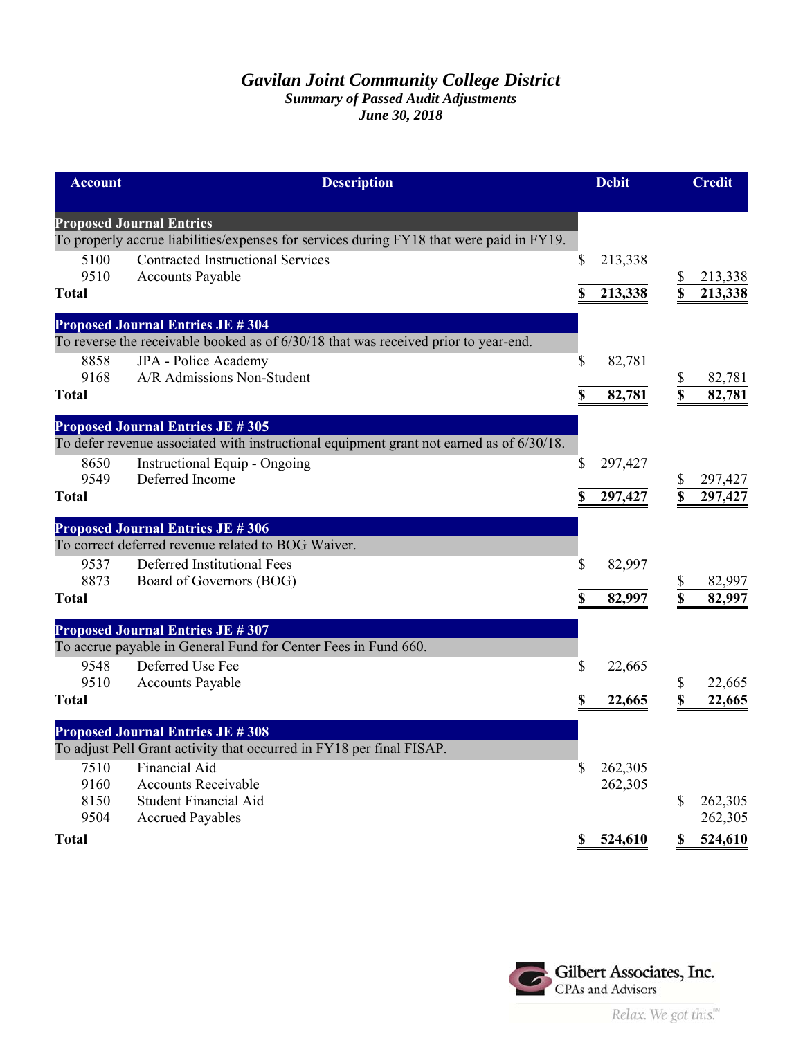# Gavilan Joint Community College District

## Summary of Passed Audit Adjustments

### June 30, 2018

| Account | Description | Debit | Credit |
|---|---|---|---|
| **Proposed Journal Entries** | | | |
| To properly accrue liabilities/expenses for services during FY18 that were paid in FY19. | | | |
| 5100 | Contracted Instructional Services | $ 213,338 | |
| 9510 | Accounts Payable | | $ 213,338 |
| **Total** | | **$ 213,338** | **$ 213,338** |
| **Proposed Journal Entries JE # 304** | | | |
| To reverse the receivable booked as of 6/30/18 that was received prior to year-end. | | | |
| 8858 | JPA - Police Academy | $ 82,781 | |
| 9168 | A/R Admissions Non-Student | | $ 82,781 |
| **Total** | | **$ 82,781** | **$ 82,781** |
| **Proposed Journal Entries JE # 305** | | | |
| To defer revenue associated with instructional equipment grant not earned as of 6/30/18. | | | |
| 8650 | Instructional Equip - Ongoing | $ 297,427 | |
| 9549 | Deferred Income | | $ 297,427 |
| **Total** | | **$ 297,427** | **$ 297,427** |
| **Proposed Journal Entries JE # 306** | | | |
| To correct deferred revenue related to BOG Waiver. | | | |
| 9537 | Deferred Institutional Fees | $ 82,997 | |
| 8873 | Board of Governors (BOG) | | $ 82,997 |
| **Total** | | **$ 82,997** | **$ 82,997** |
| **Proposed Journal Entries JE # 307** | | | |
| To accrue payable in General Fund for Center Fees in Fund 660. | | | |
| 9548 | Deferred Use Fee | $ 22,665 | |
| 9510 | Accounts Payable | | $ 22,665 |
| **Total** | | **$ 22,665** | **$ 22,665** |
| **Proposed Journal Entries JE # 308** | | | |
| To adjust Pell Grant activity that occurred in FY18 per final FISAP. | | | |
| 7510 | Financial Aid | $ 262,305 | |
| 9160 | Accounts Receivable | 262,305 | |
| 8150 | Student Financial Aid | | $ 262,305 |
| 9504 | Accrued Payables | | 262,305 |
| **Total** | | **$ 524,610** | **$ 524,610** |

Gilbert Associates, Inc.
CPAs and Advisors
Relax. We got this.℠